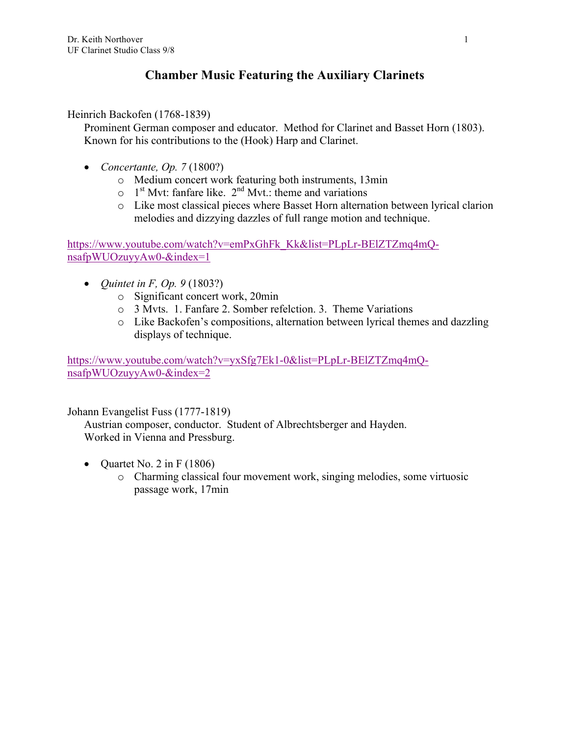Dr. Keith Northover
UF Clarinet Studio Class 9/8

# Chamber Music Featuring the Auxiliary Clarinets

Heinrich Backofen (1768-1839)

Prominent German composer and educator. Method for Clarinet and Basset Horn (1803). Known for his contributions to the (Hook) Harp and Clarinet.

- *Concertante, Op. 7* (1800?)
  - Medium concert work featuring both instruments, 13min
  - 1st Mvt: fanfare like. 2nd Mvt.: theme and variations
  - Like most classical pieces where Basset Horn alternation between lyrical clarion melodies and dizzying dazzles of full range motion and technique.

https://www.youtube.com/watch?v=emPxGhFk_Kk&list=PLpLr-BElZTZmq4mQ-nsafpWUOzuyyAw0-&index=1

- *Quintet in F, Op. 9* (1803?)
  - Significant concert work, 20min
  - 3 Mvts. 1. Fanfare 2. Somber refelction. 3. Theme Variations
  - Like Backofen's compositions, alternation between lyrical themes and dazzling displays of technique.

https://www.youtube.com/watch?v=yxSfg7Ek1-0&list=PLpLr-BElZTZmq4mQ-nsafpWUOzuyyAw0-&index=2

Johann Evangelist Fuss (1777-1819)

Austrian composer, conductor. Student of Albrechtsberger and Hayden. Worked in Vienna and Pressburg.

- Quartet No. 2 in F (1806)
  - Charming classical four movement work, singing melodies, some virtuosic passage work, 17min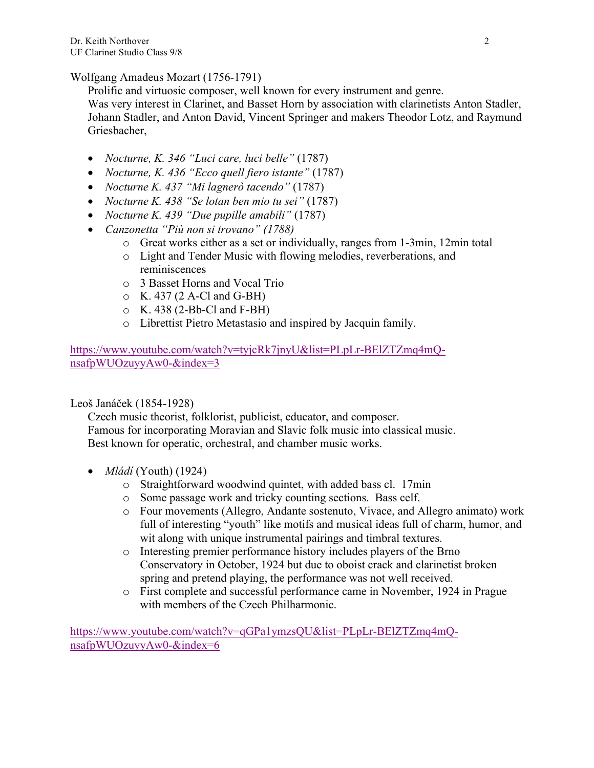Wolfgang Amadeus Mozart (1756-1791)

Prolific and virtuosic composer, well known for every instrument and genre.
Was very interest in Clarinet, and Basset Horn by association with clarinetists Anton Stadler, Johann Stadler, and Anton David, Vincent Springer and makers Theodor Lotz, and Raymund Griesbacher,

- *Nocturne, K. 346 "Luci care, luci belle"* (1787)
- *Nocturne, K. 436 "Ecco quell fiero istante"* (1787)
- *Nocturne K. 437 "Mi lagnerò tacendo"* (1787)
- *Nocturne K. 438 "Se lotan ben mio tu sei"* (1787)
- *Nocturne K. 439 "Due pupille amabili"* (1787)
- *Canzonetta "Più non si trovano" (1788)*
    - Great works either as a set or individually, ranges from 1-3min, 12min total
    - Light and Tender Music with flowing melodies, reverberations, and reminiscences
    - 3 Basset Horns and Vocal Trio
    - K. 437 (2 A-Cl and G-BH)
    - K. 438 (2-Bb-Cl and F-BH)
    - Librettist Pietro Metastasio and inspired by Jacquin family.

https://www.youtube.com/watch?v=tyjcRk7jnyU&list=PLpLr-BElZTZmq4mQ-nsafpWUOzuyyAw0-&index=3

Leoš Janáček (1854-1928)

Czech music theorist, folklorist, publicist, educator, and composer.
Famous for incorporating Moravian and Slavic folk music into classical music.
Best known for operatic, orchestral, and chamber music works.

- *Mládí* (Youth) (1924)
    - Straightforward woodwind quintet, with added bass cl. 17min
    - Some passage work and tricky counting sections. Bass celf.
    - Four movements (Allegro, Andante sostenuto, Vivace, and Allegro animato) work full of interesting "youth" like motifs and musical ideas full of charm, humor, and wit along with unique instrumental pairings and timbral textures.
    - Interesting premier performance history includes players of the Brno Conservatory in October, 1924 but due to oboist crack and clarinetist broken spring and pretend playing, the performance was not well received.
    - First complete and successful performance came in November, 1924 in Prague with members of the Czech Philharmonic.

https://www.youtube.com/watch?v=qGPa1ymzsQU&list=PLpLr-BElZTZmq4mQ-nsafpWUOzuyyAw0-&index=6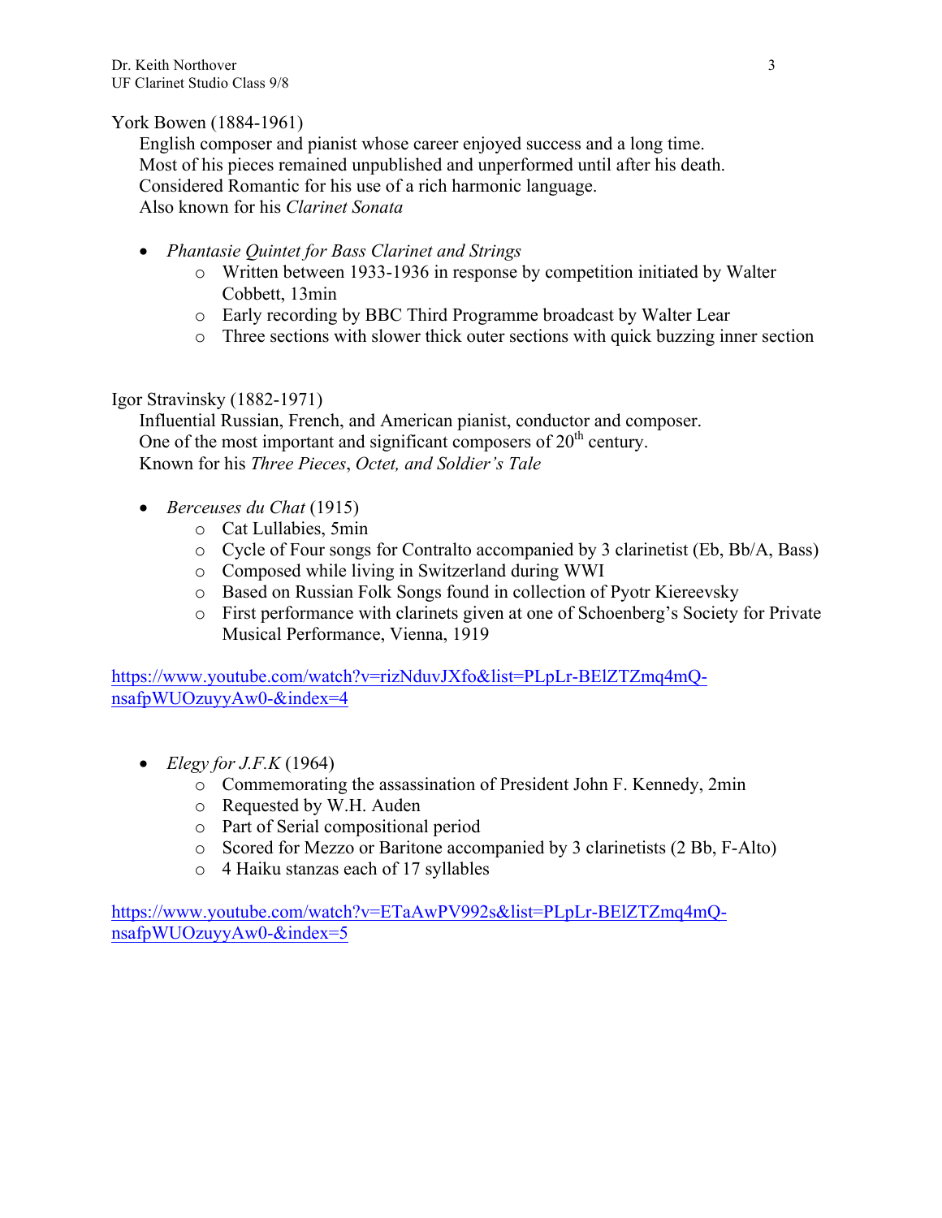York Bowen (1884-1961)

English composer and pianist whose career enjoyed success and a long time.
Most of his pieces remained unpublished and unperformed until after his death.
Considered Romantic for his use of a rich harmonic language.
Also known for his *Clarinet Sonata*

- *Phantasie Quintet for Bass Clarinet and Strings*
  - Written between 1933-1936 in response by competition initiated by Walter Cobbett, 13min
  - Early recording by BBC Third Programme broadcast by Walter Lear
  - Three sections with slower thick outer sections with quick buzzing inner section

Igor Stravinsky (1882-1971)

Influential Russian, French, and American pianist, conductor and composer.
One of the most important and significant composers of 20th century.
Known for his *Three Pieces*, *Octet, and Soldier's Tale*

- *Berceuses du Chat* (1915)
  - Cat Lullabies, 5min
  - Cycle of Four songs for Contralto accompanied by 3 clarinetist (Eb, Bb/A, Bass)
  - Composed while living in Switzerland during WWI
  - Based on Russian Folk Songs found in collection of Pyotr Kiereevsky
  - First performance with clarinets given at one of Schoenberg's Society for Private Musical Performance, Vienna, 1919

https://www.youtube.com/watch?v=rizNduvJXfo&list=PLpLr-BElZTZmq4mQ-nsafpWUOzuyyAw0-&index=4

- *Elegy for J.F.K* (1964)
  - Commemorating the assassination of President John F. Kennedy, 2min
  - Requested by W.H. Auden
  - Part of Serial compositional period
  - Scored for Mezzo or Baritone accompanied by 3 clarinetists (2 Bb, F-Alto)
  - 4 Haiku stanzas each of 17 syllables

https://www.youtube.com/watch?v=ETaAwPV992s&list=PLpLr-BElZTZmq4mQ-nsafpWUOzuyyAw0-&index=5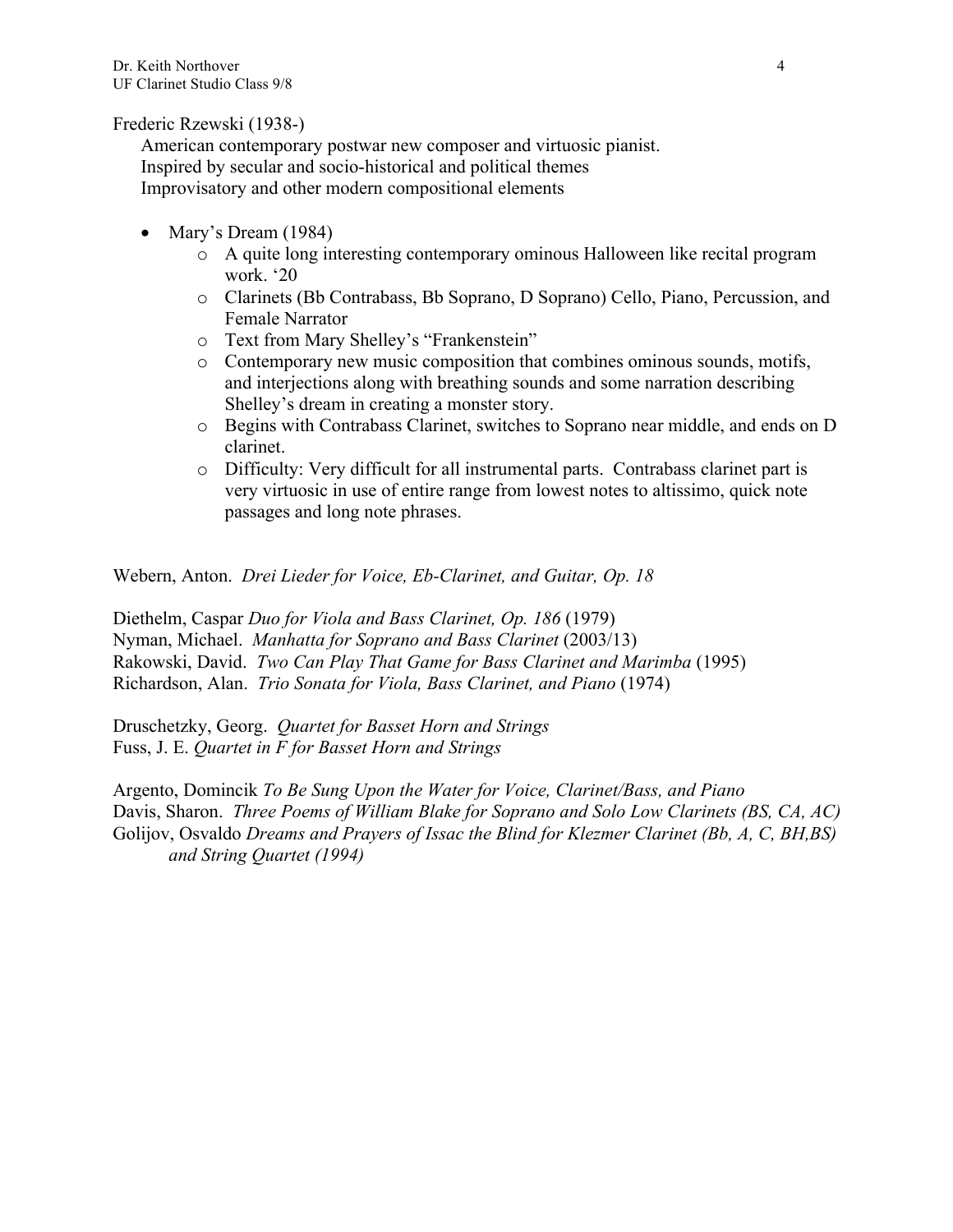Frederic Rzewski (1938-)

American contemporary postwar new composer and virtuosic pianist.
Inspired by secular and socio-historical and political themes
Improvisatory and other modern compositional elements

- Mary's Dream (1984)
    - A quite long interesting contemporary ominous Halloween like recital program work. '20
    - Clarinets (Bb Contrabass, Bb Soprano, D Soprano) Cello, Piano, Percussion, and Female Narrator
    - Text from Mary Shelley's "Frankenstein"
    - Contemporary new music composition that combines ominous sounds, motifs, and interjections along with breathing sounds and some narration describing Shelley's dream in creating a monster story.
    - Begins with Contrabass Clarinet, switches to Soprano near middle, and ends on D clarinet.
    - Difficulty: Very difficult for all instrumental parts. Contrabass clarinet part is very virtuosic in use of entire range from lowest notes to altissimo, quick note passages and long note phrases.

Webern, Anton. *Drei Lieder for Voice, Eb-Clarinet, and Guitar, Op. 18*

Diethelm, Caspar *Duo for Viola and Bass Clarinet, Op. 186* (1979)
Nyman, Michael. *Manhatta for Soprano and Bass Clarinet* (2003/13)
Rakowski, David. *Two Can Play That Game for Bass Clarinet and Marimba* (1995)
Richardson, Alan. *Trio Sonata for Viola, Bass Clarinet, and Piano* (1974)

Druschetzky, Georg. *Quartet for Basset Horn and Strings*
Fuss, J. E. *Quartet in F for Basset Horn and Strings*

Argento, Domincik *To Be Sung Upon the Water for Voice, Clarinet/Bass, and Piano*
Davis, Sharon. *Three Poems of William Blake for Soprano and Solo Low Clarinets (BS, CA, AC)*
Golijov, Osvaldo *Dreams and Prayers of Issac the Blind for Klezmer Clarinet (Bb, A, C, BH,BS) and String Quartet (1994)*